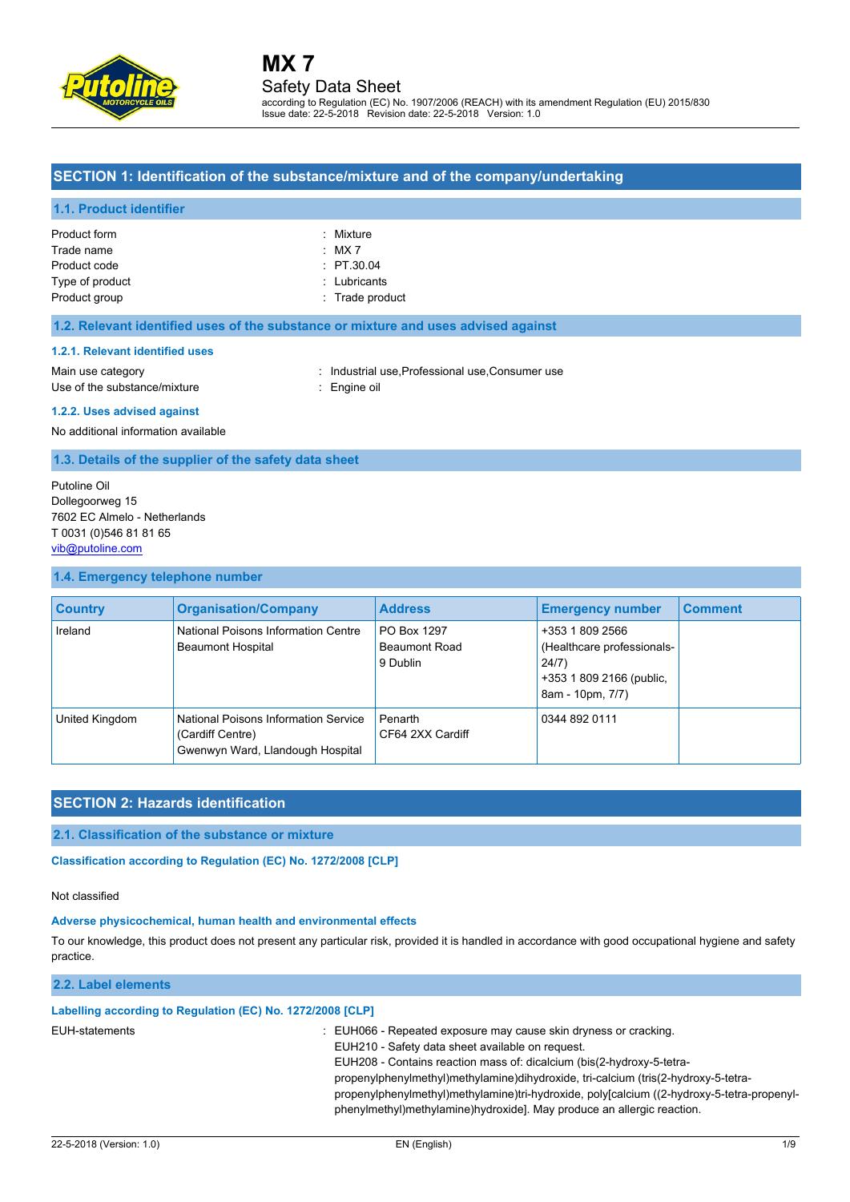# MX 7

Safety Data Sheet

according to Regulation (EC) No. 1907/2006 (REACH) with its amendment Regulation (EU) 2015/830
Issue date: 22-5-2018 Revision date: 22-5-2018 Version: 1.0

## SECTION 1: Identification of the substance/mixture and of the company/undertaking

### 1.1. Product identifier

Product form : Mixture
Trade name : MX 7
Product code : PT.30.04
Type of product : Lubricants
Product group : Trade product

### 1.2. Relevant identified uses of the substance or mixture and uses advised against

#### 1.2.1. Relevant identified uses

Main use category : Industrial use,Professional use,Consumer use
Use of the substance/mixture : Engine oil

#### 1.2.2. Uses advised against

No additional information available

### 1.3. Details of the supplier of the safety data sheet

Putoline Oil
Dollegoorweg 15
7602 EC Almelo - Netherlands
T 0031 (0)546 81 81 65
vib@putoline.com

### 1.4. Emergency telephone number

| Country | Organisation/Company | Address | Emergency number | Comment |
|---|---|---|---|---|
| Ireland | National Poisons Information Centre Beaumont Hospital | PO Box 1297 Beaumont Road 9 Dublin | +353 1 809 2566 (Healthcare professionals-24/7) +353 1 809 2166 (public, 8am - 10pm, 7/7) | |
| United Kingdom | National Poisons Information Service (Cardiff Centre) Gwenwyn Ward, Llandough Hospital | Penarth CF64 2XX Cardiff | 0344 892 0111 | |

## SECTION 2: Hazards identification

### 2.1. Classification of the substance or mixture

#### Classification according to Regulation (EC) No. 1272/2008 [CLP]

Not classified

#### Adverse physicochemical, human health and environmental effects

To our knowledge, this product does not present any particular risk, provided it is handled in accordance with good occupational hygiene and safety practice.

### 2.2. Label elements

#### Labelling according to Regulation (EC) No. 1272/2008 [CLP]

EUH-statements : EUH066 - Repeated exposure may cause skin dryness or cracking.
EUH210 - Safety data sheet available on request.
EUH208 - Contains reaction mass of: dicalcium (bis(2-hydroxy-5-tetra-propenylphenylmethyl)methylamine)dihydroxide, tri-calcium (tris(2-hydroxy-5-tetra-propenylphenylmethyl)methylamine)tri-hydroxide, poly[calcium ((2-hydroxy-5-tetra-propenyl-phenylmethyl)methylamine)hydroxide]. May produce an allergic reaction.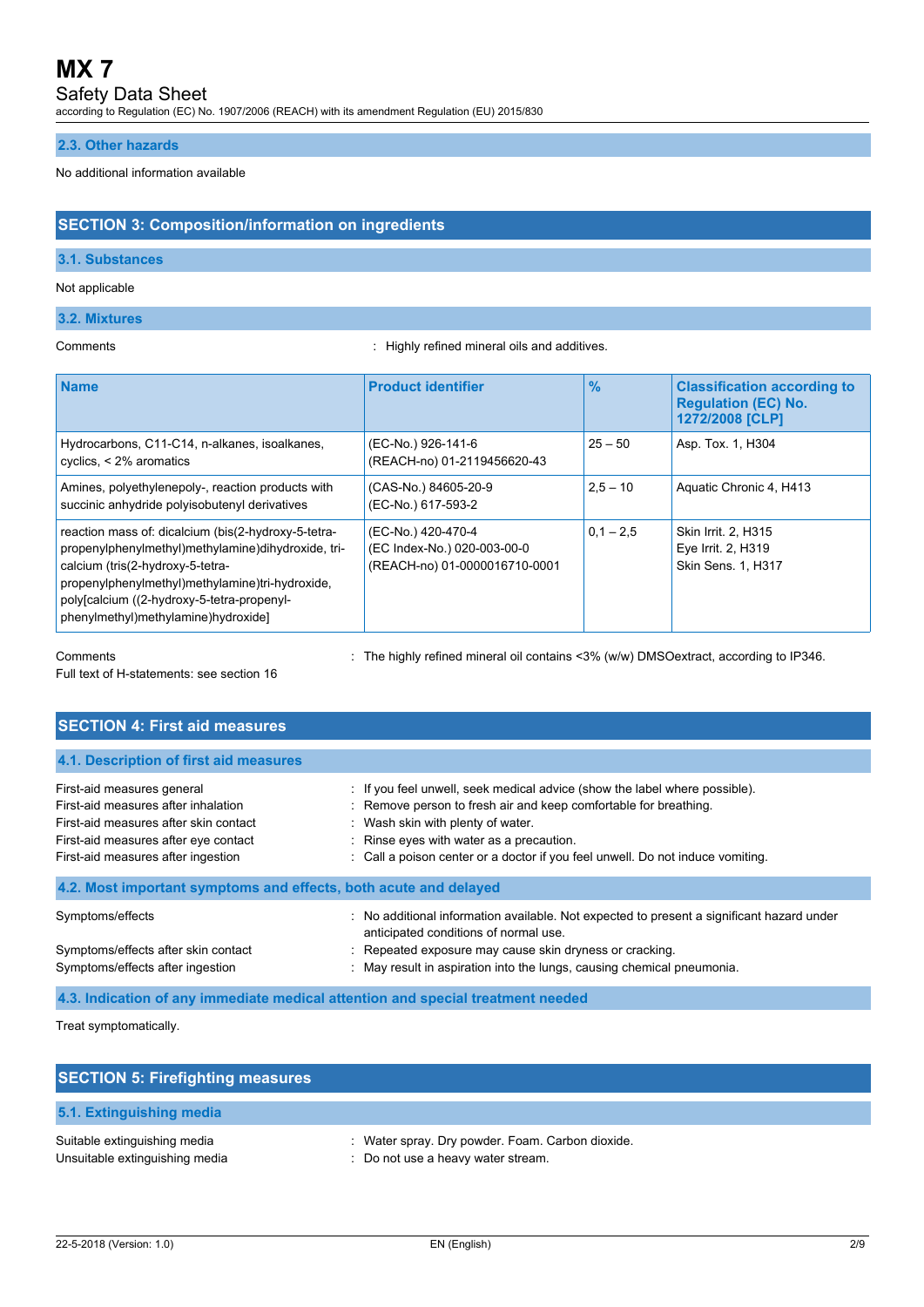### 2.3. Other hazards

No additional information available

## SECTION 3: Composition/information on ingredients

### 3.1. Substances

Not applicable

### 3.2. Mixtures

Comments : Highly refined mineral oils and additives.

| Name | Product identifier | % | Classification according to Regulation (EC) No. 1272/2008 [CLP] |
|---|---|---|---|
| Hydrocarbons, C11-C14, n-alkanes, isoalkanes, cyclics, < 2% aromatics | (EC-No.) 926-141-6<br>(REACH-no) 01-2119456620-43 | 25 – 50 | Asp. Tox. 1, H304 |
| Amines, polyethylenepoly-, reaction products with succinic anhydride polyisobutenyl derivatives | (CAS-No.) 84605-20-9<br>(EC-No.) 617-593-2 | 2,5 – 10 | Aquatic Chronic 4, H413 |
| reaction mass of: dicalcium (bis(2-hydroxy-5-tetra-propenylphenylmethyl)methylamine)dihydroxide, tri-calcium (tris(2-hydroxy-5-tetra-propenylphenylmethyl)methylamine)tri-hydroxide, poly[calcium ((2-hydroxy-5-tetra-propenyl-phenylmethyl)methylamine)hydroxide] | (EC-No.) 420-470-4<br>(EC Index-No.) 020-003-00-0<br>(REACH-no) 01-0000016710-0001 | 0,1 – 2,5 | Skin Irrit. 2, H315<br>Eye Irrit. 2, H319<br>Skin Sens. 1, H317 |

Comments : The highly refined mineral oil contains <3% (w/w) DMSOextract, according to IP346.

Full text of H-statements: see section 16

## SECTION 4: First aid measures

### 4.1. Description of first aid measures

First-aid measures general : If you feel unwell, seek medical advice (show the label where possible).

First-aid measures after inhalation : Remove person to fresh air and keep comfortable for breathing.

First-aid measures after skin contact : Wash skin with plenty of water.

First-aid measures after eye contact : Rinse eyes with water as a precaution.

First-aid measures after ingestion : Call a poison center or a doctor if you feel unwell. Do not induce vomiting.

### 4.2. Most important symptoms and effects, both acute and delayed

Symptoms/effects : No additional information available. Not expected to present a significant hazard under anticipated conditions of normal use.

Symptoms/effects after skin contact : Repeated exposure may cause skin dryness or cracking.

Symptoms/effects after ingestion : May result in aspiration into the lungs, causing chemical pneumonia.

### 4.3. Indication of any immediate medical attention and special treatment needed

Treat symptomatically.

## SECTION 5: Firefighting measures

### 5.1. Extinguishing media

Suitable extinguishing media : Water spray. Dry powder. Foam. Carbon dioxide.

Unsuitable extinguishing media : Do not use a heavy water stream.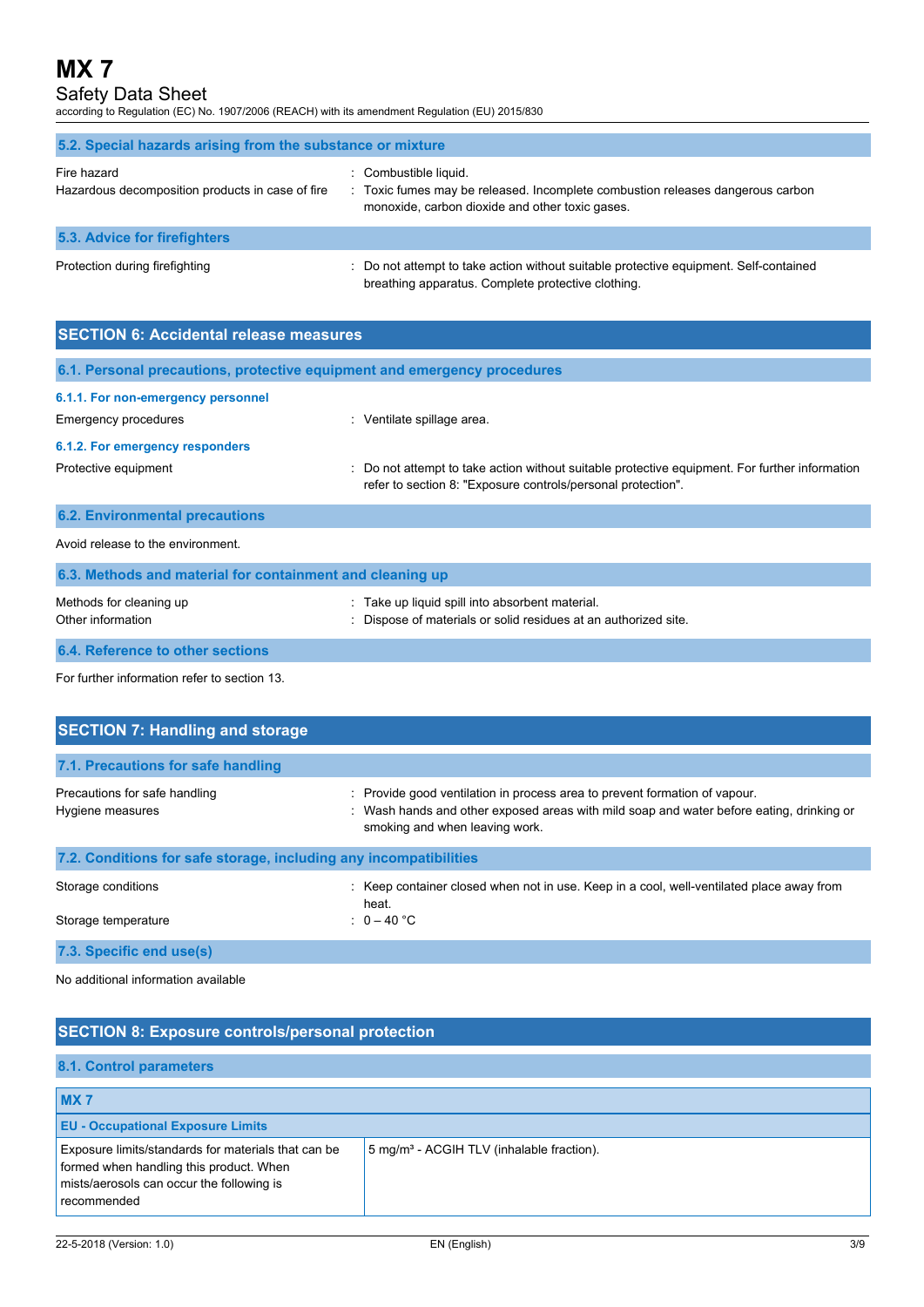### 5.2. Special hazards arising from the substance or mixture

| | |
|---|---|
| Fire hazard | : Combustible liquid. |
| Hazardous decomposition products in case of fire | : Toxic fumes may be released. Incomplete combustion releases dangerous carbon monoxide, carbon dioxide and other toxic gases. |

### 5.3. Advice for firefighters

| | |
|---|---|
| Protection during firefighting | : Do not attempt to take action without suitable protective equipment. Self-contained breathing apparatus. Complete protective clothing. |

## SECTION 6: Accidental release measures

### 6.1. Personal precautions, protective equipment and emergency procedures

#### 6.1.1. For non-emergency personnel

| | |
|---|---|
| Emergency procedures | : Ventilate spillage area. |

#### 6.1.2. For emergency responders

| | |
|---|---|
| Protective equipment | : Do not attempt to take action without suitable protective equipment. For further information refer to section 8: "Exposure controls/personal protection". |

### 6.2. Environmental precautions

Avoid release to the environment.

### 6.3. Methods and material for containment and cleaning up

| | |
|---|---|
| Methods for cleaning up | : Take up liquid spill into absorbent material. |
| Other information | : Dispose of materials or solid residues at an authorized site. |

### 6.4. Reference to other sections

For further information refer to section 13.

## SECTION 7: Handling and storage

### 7.1. Precautions for safe handling

| | |
|---|---|
| Precautions for safe handling | : Provide good ventilation in process area to prevent formation of vapour. |
| Hygiene measures | : Wash hands and other exposed areas with mild soap and water before eating, drinking or smoking and when leaving work. |

### 7.2. Conditions for safe storage, including any incompatibilities

| | |
|---|---|
| Storage conditions | : Keep container closed when not in use. Keep in a cool, well-ventilated place away from heat. |
| Storage temperature | : 0 – 40 °C |

### 7.3. Specific end use(s)

No additional information available

## SECTION 8: Exposure controls/personal protection

### 8.1. Control parameters

| MX 7 | |
|---|---|
| **EU - Occupational Exposure Limits** | |
| Exposure limits/standards for materials that can be formed when handling this product. When mists/aerosols can occur the following is recommended | 5 mg/m³ - ACGIH TLV (inhalable fraction). |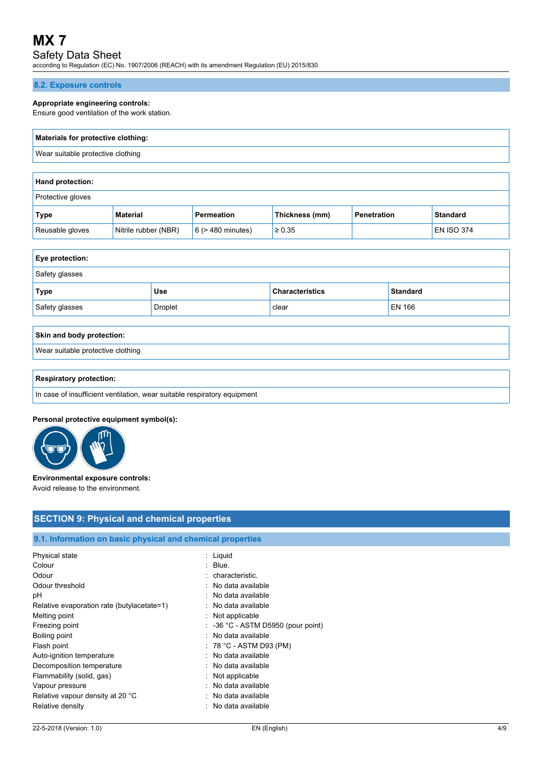### 8.2. Exposure controls

**Appropriate engineering controls:**
Ensure good ventilation of the work station.

| **Materials for protective clothing:** |
|---|
| Wear suitable protective clothing |

| **Hand protection:** | | | | | |
|---|---|---|---|---|---|
| Protective gloves | | | | | |
| **Type** | **Material** | **Permeation** | **Thickness (mm)** | **Penetration** | **Standard** |
| Reusable gloves | Nitrile rubber (NBR) | 6 (> 480 minutes) | ≥ 0.35 | | EN ISO 374 |

| **Eye protection:** | | | |
|---|---|---|---|
| Safety glasses | | | |
| **Type** | **Use** | **Characteristics** | **Standard** |
| Safety glasses | Droplet | clear | EN 166 |

| **Skin and body protection:** |
|---|
| Wear suitable protective clothing |

| **Respiratory protection:** |
|---|
| In case of insufficient ventilation, wear suitable respiratory equipment |

**Personal protective equipment symbol(s):**

**Environmental exposure controls:**
Avoid release to the environment.

## SECTION 9: Physical and chemical properties

### 9.1. Information on basic physical and chemical properties

| | |
|---|---|
| Physical state | : Liquid |
| Colour | : Blue. |
| Odour | : characteristic. |
| Odour threshold | : No data available |
| pH | : No data available |
| Relative evaporation rate (butylacetate=1) | : No data available |
| Melting point | : Not applicable |
| Freezing point | : -36 °C - ASTM D5950 (pour point) |
| Boiling point | : No data available |
| Flash point | : 78 °C - ASTM D93 (PM) |
| Auto-ignition temperature | : No data available |
| Decomposition temperature | : No data available |
| Flammability (solid, gas) | : Not applicable |
| Vapour pressure | : No data available |
| Relative vapour density at 20 °C | : No data available |
| Relative density | : No data available |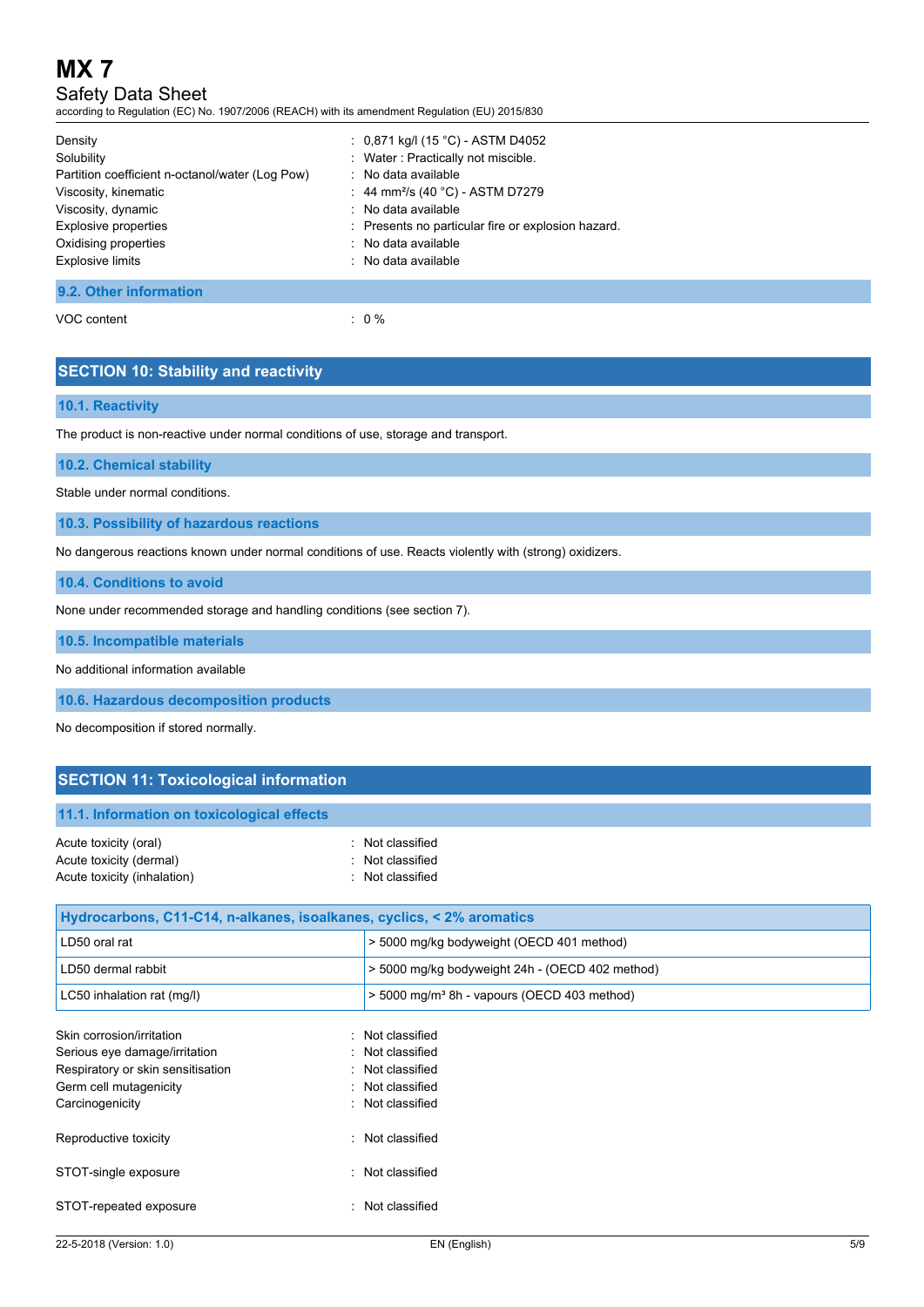| | |
|---|---|
| Density | : 0,871 kg/l (15 °C) - ASTM D4052 |
| Solubility | : Water : Practically not miscible. |
| Partition coefficient n-octanol/water (Log Pow) | : No data available |
| Viscosity, kinematic | : 44 mm²/s (40 °C) - ASTM D7279 |
| Viscosity, dynamic | : No data available |
| Explosive properties | : Presents no particular fire or explosion hazard. |
| Oxidising properties | : No data available |
| Explosive limits | : No data available |

### 9.2. Other information

VOC content : 0 %

## SECTION 10: Stability and reactivity

### 10.1. Reactivity

The product is non-reactive under normal conditions of use, storage and transport.

### 10.2. Chemical stability

Stable under normal conditions.

### 10.3. Possibility of hazardous reactions

No dangerous reactions known under normal conditions of use. Reacts violently with (strong) oxidizers.

### 10.4. Conditions to avoid

None under recommended storage and handling conditions (see section 7).

### 10.5. Incompatible materials

No additional information available

### 10.6. Hazardous decomposition products

No decomposition if stored normally.

## SECTION 11: Toxicological information

### 11.1. Information on toxicological effects

| | |
|---|---|
| Acute toxicity (oral) | : Not classified |
| Acute toxicity (dermal) | : Not classified |
| Acute toxicity (inhalation) | : Not classified |

| Hydrocarbons, C11-C14, n-alkanes, isoalkanes, cyclics, < 2% aromatics | |
|---|---|
| LD50 oral rat | > 5000 mg/kg bodyweight (OECD 401 method) |
| LD50 dermal rabbit | > 5000 mg/kg bodyweight 24h - (OECD 402 method) |
| LC50 inhalation rat (mg/l) | > 5000 mg/m³ 8h - vapours (OECD 403 method) |

| | |
|---|---|
| Skin corrosion/irritation | : Not classified |
| Serious eye damage/irritation | : Not classified |
| Respiratory or skin sensitisation | : Not classified |
| Germ cell mutagenicity | : Not classified |
| Carcinogenicity | : Not classified |
| Reproductive toxicity | : Not classified |
| STOT-single exposure | : Not classified |
| STOT-repeated exposure | : Not classified |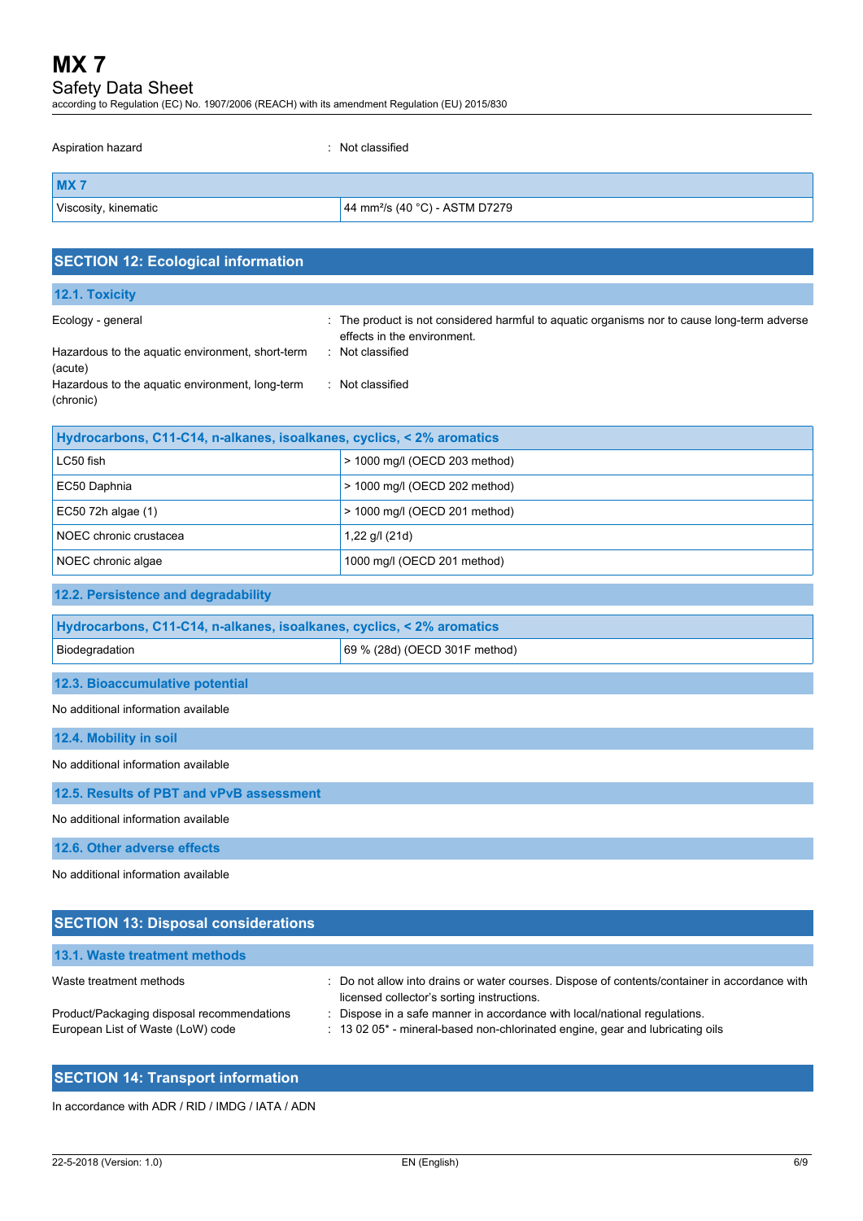Aspiration hazard : Not classified

| MX 7 | |
|---|---|
| Viscosity, kinematic | 44 mm²/s (40 °C) - ASTM D7279 |

## SECTION 12: Ecological information

### 12.1. Toxicity

Ecology - general : The product is not considered harmful to aquatic organisms nor to cause long-term adverse effects in the environment.

Hazardous to the aquatic environment, short-term (acute) : Not classified

Hazardous to the aquatic environment, long-term (chronic) : Not classified

| Hydrocarbons, C11-C14, n-alkanes, isoalkanes, cyclics, < 2% aromatics | |
|---|---|
| LC50 fish | > 1000 mg/l (OECD 203 method) |
| EC50 Daphnia | > 1000 mg/l (OECD 202 method) |
| EC50 72h algae (1) | > 1000 mg/l (OECD 201 method) |
| NOEC chronic crustacea | 1,22 g/l (21d) |
| NOEC chronic algae | 1000 mg/l (OECD 201 method) |

### 12.2. Persistence and degradability

| Hydrocarbons, C11-C14, n-alkanes, isoalkanes, cyclics, < 2% aromatics | |
|---|---|
| Biodegradation | 69 % (28d) (OECD 301F method) |

### 12.3. Bioaccumulative potential

No additional information available

### 12.4. Mobility in soil

No additional information available

### 12.5. Results of PBT and vPvB assessment

No additional information available

### 12.6. Other adverse effects

No additional information available

## SECTION 13: Disposal considerations

### 13.1. Waste treatment methods

Waste treatment methods : Do not allow into drains or water courses. Dispose of contents/container in accordance with licensed collector's sorting instructions.

Product/Packaging disposal recommendations : Dispose in a safe manner in accordance with local/national regulations.

European List of Waste (LoW) code : 13 02 05* - mineral-based non-chlorinated engine, gear and lubricating oils

## SECTION 14: Transport information

In accordance with ADR / RID / IMDG / IATA / ADN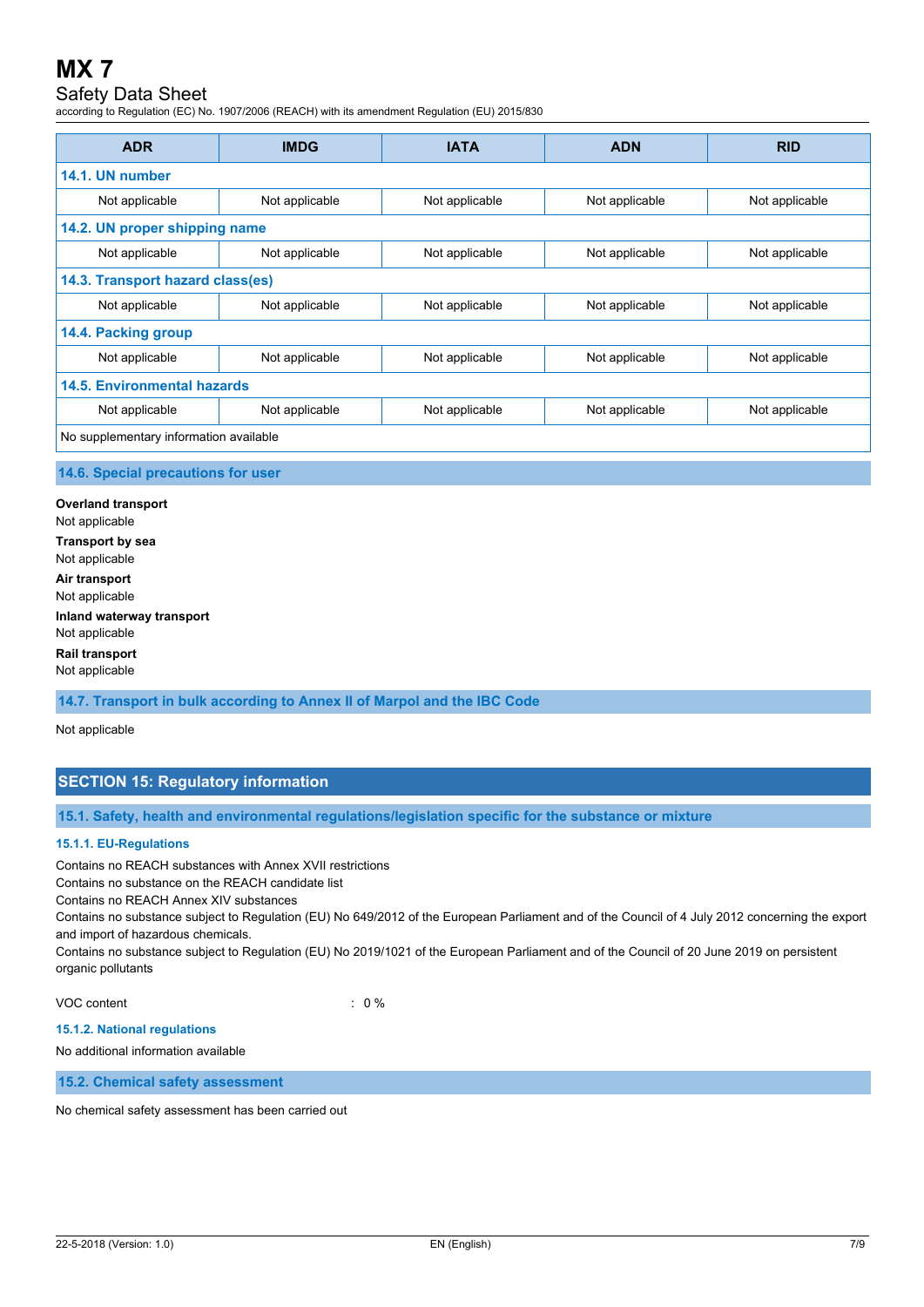| ADR | IMDG | IATA | ADN | RID |
|---|---|---|---|---|
| **14.1. UN number** | | | | |
| Not applicable | Not applicable | Not applicable | Not applicable | Not applicable |
| **14.2. UN proper shipping name** | | | | |
| Not applicable | Not applicable | Not applicable | Not applicable | Not applicable |
| **14.3. Transport hazard class(es)** | | | | |
| Not applicable | Not applicable | Not applicable | Not applicable | Not applicable |
| **14.4. Packing group** | | | | |
| Not applicable | Not applicable | Not applicable | Not applicable | Not applicable |
| **14.5. Environmental hazards** | | | | |
| Not applicable | Not applicable | Not applicable | Not applicable | Not applicable |
| No supplementary information available | | | | |

### 14.6. Special precautions for user

**Overland transport**
Not applicable

**Transport by sea**
Not applicable

**Air transport**
Not applicable

**Inland waterway transport**
Not applicable

**Rail transport**
Not applicable

### 14.7. Transport in bulk according to Annex II of Marpol and the IBC Code

Not applicable

## SECTION 15: Regulatory information

### 15.1. Safety, health and environmental regulations/legislation specific for the substance or mixture

#### 15.1.1. EU-Regulations

Contains no REACH substances with Annex XVII restrictions
Contains no substance on the REACH candidate list
Contains no REACH Annex XIV substances
Contains no substance subject to Regulation (EU) No 649/2012 of the European Parliament and of the Council of 4 July 2012 concerning the export and import of hazardous chemicals.
Contains no substance subject to Regulation (EU) No 2019/1021 of the European Parliament and of the Council of 20 June 2019 on persistent organic pollutants

VOC content : 0 %

#### 15.1.2. National regulations

No additional information available

### 15.2. Chemical safety assessment

No chemical safety assessment has been carried out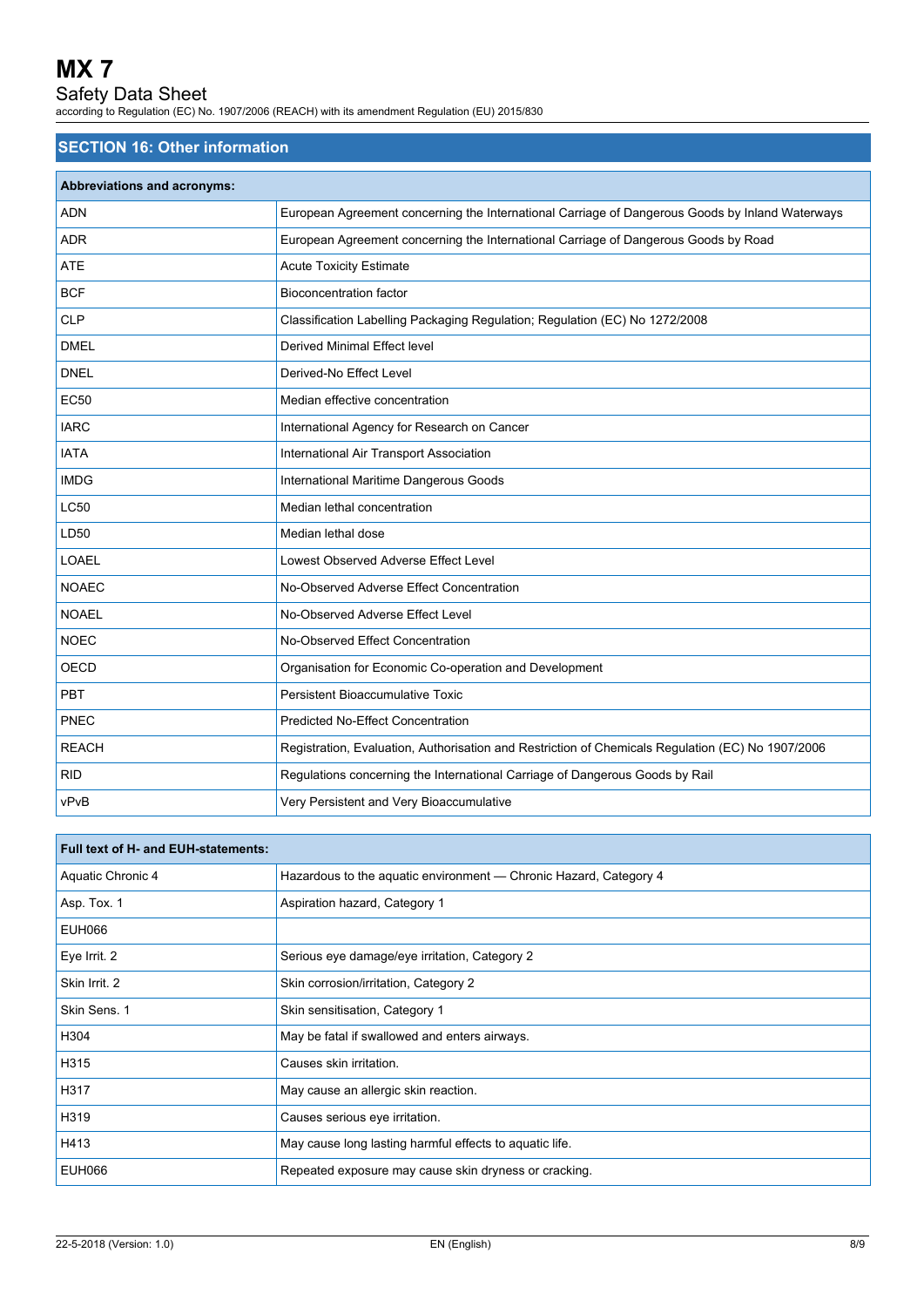## SECTION 16: Other information

| Abbreviations and acronyms: | |
|---|---|
| ADN | European Agreement concerning the International Carriage of Dangerous Goods by Inland Waterways |
| ADR | European Agreement concerning the International Carriage of Dangerous Goods by Road |
| ATE | Acute Toxicity Estimate |
| BCF | Bioconcentration factor |
| CLP | Classification Labelling Packaging Regulation; Regulation (EC) No 1272/2008 |
| DMEL | Derived Minimal Effect level |
| DNEL | Derived-No Effect Level |
| EC50 | Median effective concentration |
| IARC | International Agency for Research on Cancer |
| IATA | International Air Transport Association |
| IMDG | International Maritime Dangerous Goods |
| LC50 | Median lethal concentration |
| LD50 | Median lethal dose |
| LOAEL | Lowest Observed Adverse Effect Level |
| NOAEC | No-Observed Adverse Effect Concentration |
| NOAEL | No-Observed Adverse Effect Level |
| NOEC | No-Observed Effect Concentration |
| OECD | Organisation for Economic Co-operation and Development |
| PBT | Persistent Bioaccumulative Toxic |
| PNEC | Predicted No-Effect Concentration |
| REACH | Registration, Evaluation, Authorisation and Restriction of Chemicals Regulation (EC) No 1907/2006 |
| RID | Regulations concerning the International Carriage of Dangerous Goods by Rail |
| vPvB | Very Persistent and Very Bioaccumulative |

| Full text of H- and EUH-statements: | |
|---|---|
| Aquatic Chronic 4 | Hazardous to the aquatic environment — Chronic Hazard, Category 4 |
| Asp. Tox. 1 | Aspiration hazard, Category 1 |
| EUH066 | |
| Eye Irrit. 2 | Serious eye damage/eye irritation, Category 2 |
| Skin Irrit. 2 | Skin corrosion/irritation, Category 2 |
| Skin Sens. 1 | Skin sensitisation, Category 1 |
| H304 | May be fatal if swallowed and enters airways. |
| H315 | Causes skin irritation. |
| H317 | May cause an allergic skin reaction. |
| H319 | Causes serious eye irritation. |
| H413 | May cause long lasting harmful effects to aquatic life. |
| EUH066 | Repeated exposure may cause skin dryness or cracking. |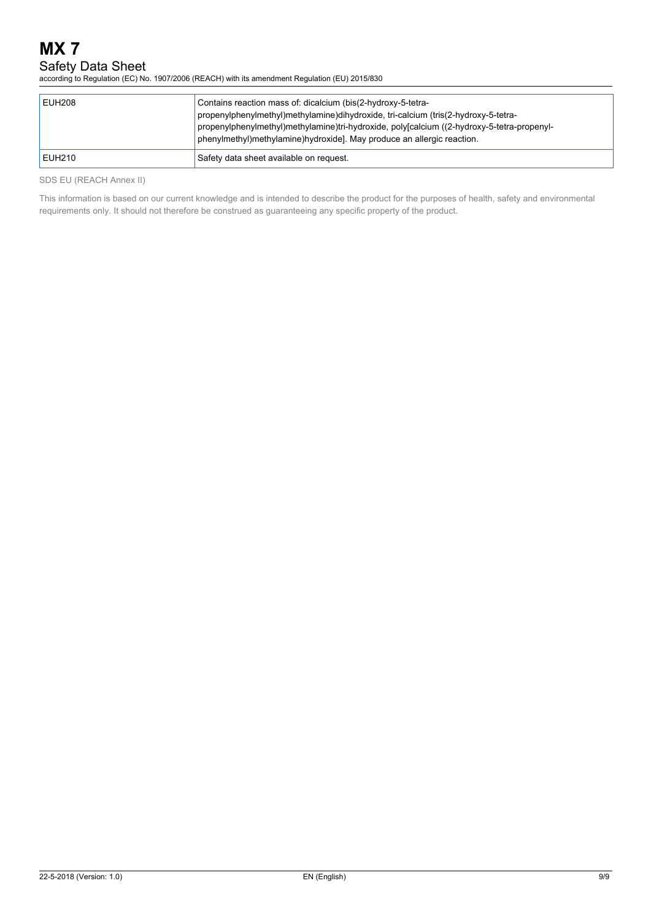| | |
|---|---|
| EUH208 | Contains reaction mass of: dicalcium (bis(2-hydroxy-5-tetra-propenylphenylmethyl)methylamine)dihydroxide, tri-calcium (tris(2-hydroxy-5-tetra-propenylphenylmethyl)methylamine)tri-hydroxide, poly[calcium ((2-hydroxy-5-tetra-propenyl-phenylmethyl)methylamine)hydroxide]. May produce an allergic reaction. |
| EUH210 | Safety data sheet available on request. |

SDS EU (REACH Annex II)

This information is based on our current knowledge and is intended to describe the product for the purposes of health, safety and environmental requirements only. It should not therefore be construed as guaranteeing any specific property of the product.